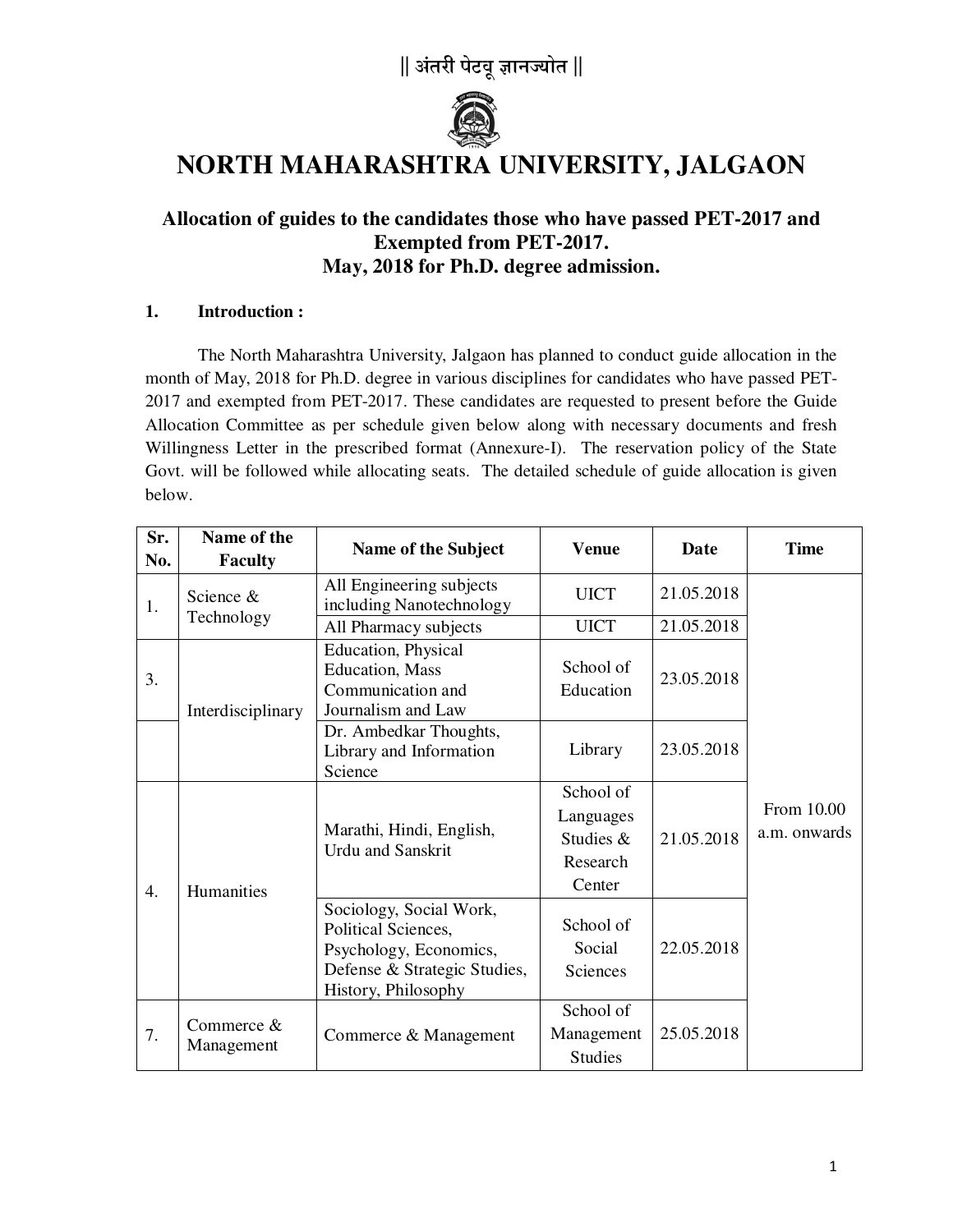|| अंतरी पेटवू ज्ञानज्योत ||

# NORTH MAHARASHTRA UNIVERSITY, JALGAON

## Allocation of guides to the candidates those who have passed PET-2017 and Exempted from PET-2017. May, 2018 for Ph.D. degree admission.

### 1. Introduction :

The North Maharashtra University, Jalgaon has planned to conduct guide allocation in the month of May, 2018 for Ph.D. degree in various disciplines for candidates who have passed PET-2017 and exempted from PET-2017. These candidates are requested to present before the Guide Allocation Committee as per schedule given below along with necessary documents and fresh Willingness Letter in the prescribed format (Annexure-I). The reservation policy of the State Govt. will be followed while allocating seats. The detailed schedule of guide allocation is given below.

| Sr. No. | Name of the Faculty | Name of the Subject | Venue | Date | Time |
|---|---|---|---|---|---|
| 1. | Science & Technology | All Engineering subjects including Nanotechnology | UICT | 21.05.2018 | From 10.00 a.m. onwards |
| | | All Pharmacy subjects | UICT | 21.05.2018 | |
| 3. | Interdisciplinary | Education, Physical Education, Mass Communication and Journalism and Law | School of Education | 23.05.2018 | |
| | | Dr. Ambedkar Thoughts, Library and Information Science | Library | 23.05.2018 | |
| 4. | Humanities | Marathi, Hindi, English, Urdu and Sanskrit | School of Languages Studies & Research Center | 21.05.2018 | |
| | | Sociology, Social Work, Political Sciences, Psychology, Economics, Defense & Strategic Studies, History, Philosophy | School of Social Sciences | 22.05.2018 | |
| 7. | Commerce & Management | Commerce & Management | School of Management Studies | 25.05.2018 | |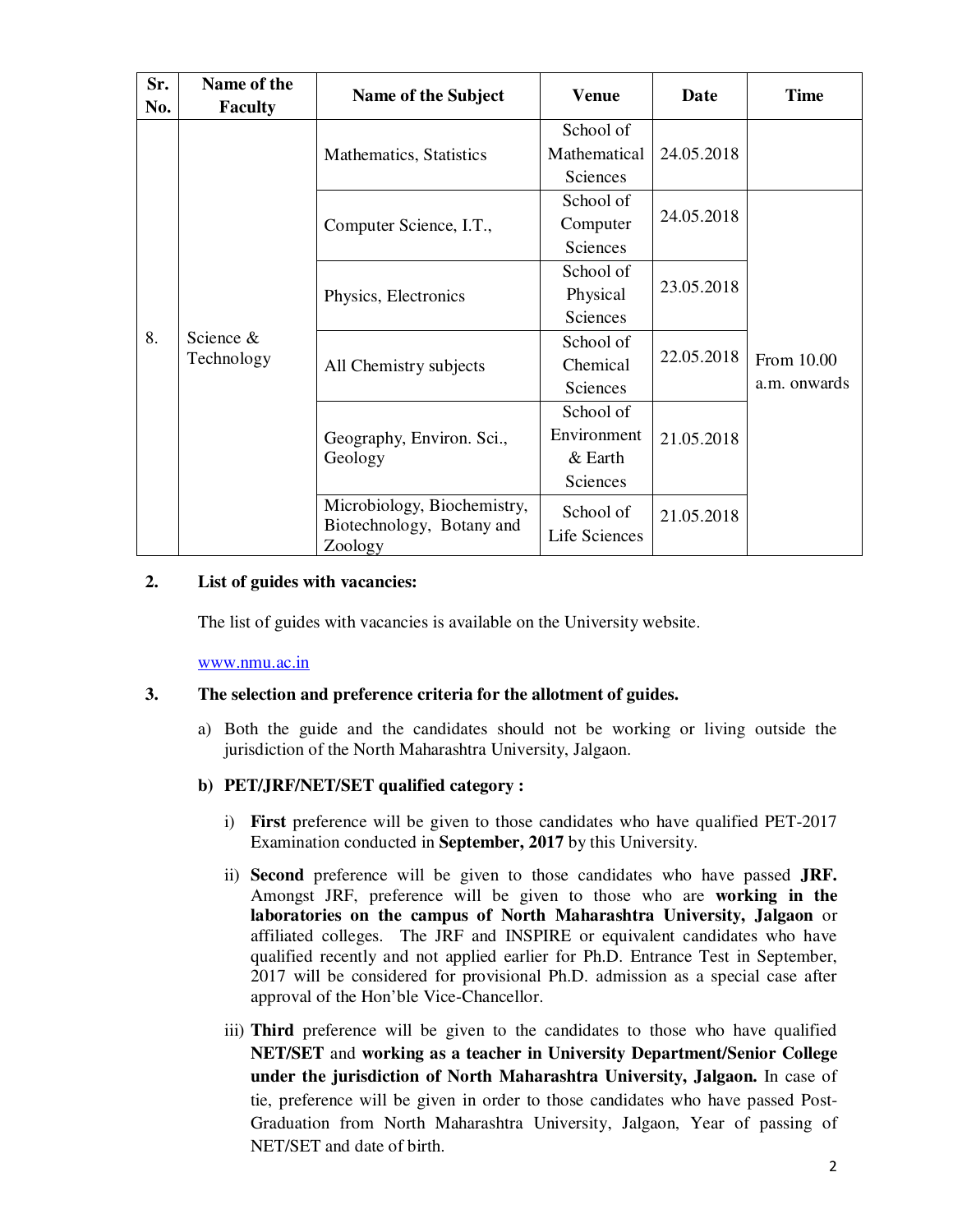| Sr. No. | Name of the Faculty | Name of the Subject | Venue | Date | Time |
|---|---|---|---|---|---|
| 8. | Science & Technology | Mathematics, Statistics | School of Mathematical Sciences | 24.05.2018 | |
| | | Computer Science, I.T., | School of Computer Sciences | 24.05.2018 | From 10.00 a.m. onwards |
| | | Physics, Electronics | School of Physical Sciences | 23.05.2018 | |
| | | All Chemistry subjects | School of Chemical Sciences | 22.05.2018 | |
| | | Geography, Environ. Sci., Geology | School of Environment & Earth Sciences | 21.05.2018 | |
| | | Microbiology, Biochemistry, Biotechnology, Botany and Zoology | School of Life Sciences | 21.05.2018 | |

**2. List of guides with vacancies:**

The list of guides with vacancies is available on the University website.

www.nmu.ac.in

**3. The selection and preference criteria for the allotment of guides.**

a) Both the guide and the candidates should not be working or living outside the jurisdiction of the North Maharashtra University, Jalgaon.

**b) PET/JRF/NET/SET qualified category :**

i) **First** preference will be given to those candidates who have qualified PET-2017 Examination conducted in **September, 2017** by this University.

ii) **Second** preference will be given to those candidates who have passed **JRF.** Amongst JRF, preference will be given to those who are **working in the laboratories on the campus of North Maharashtra University, Jalgaon** or affiliated colleges. The JRF and INSPIRE or equivalent candidates who have qualified recently and not applied earlier for Ph.D. Entrance Test in September, 2017 will be considered for provisional Ph.D. admission as a special case after approval of the Hon'ble Vice-Chancellor.

iii) **Third** preference will be given to the candidates to those who have qualified **NET/SET** and **working as a teacher in University Department/Senior College under the jurisdiction of North Maharashtra University, Jalgaon.** In case of tie, preference will be given in order to those candidates who have passed Post-Graduation from North Maharashtra University, Jalgaon, Year of passing of NET/SET and date of birth.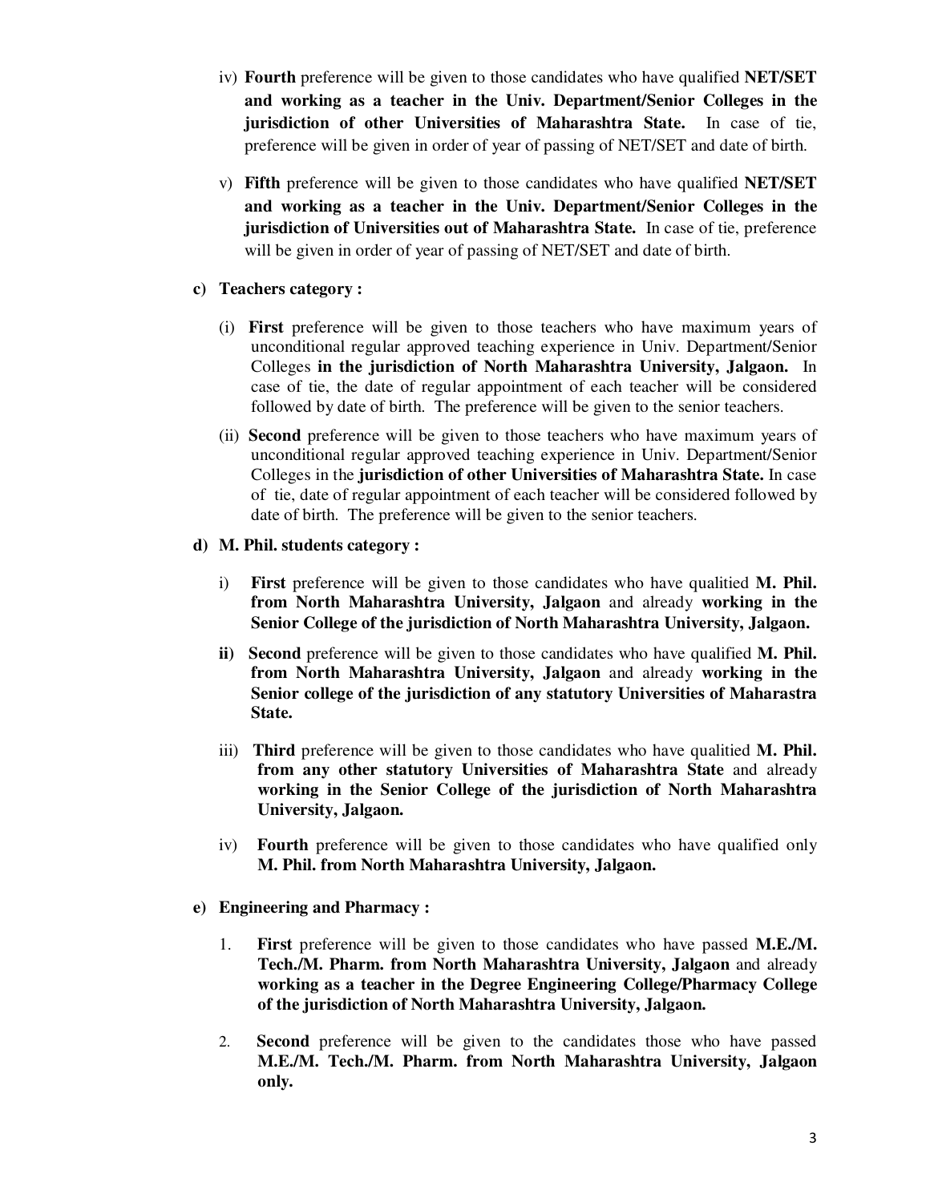iv) **Fourth** preference will be given to those candidates who have qualified **NET/SET and working as a teacher in the Univ. Department/Senior Colleges in the jurisdiction of other Universities of Maharashtra State.** In case of tie, preference will be given in order of year of passing of NET/SET and date of birth.

v) **Fifth** preference will be given to those candidates who have qualified **NET/SET and working as a teacher in the Univ. Department/Senior Colleges in the jurisdiction of Universities out of Maharashtra State.** In case of tie, preference will be given in order of year of passing of NET/SET and date of birth.

**c) Teachers category :**

(i) **First** preference will be given to those teachers who have maximum years of unconditional regular approved teaching experience in Univ. Department/Senior Colleges **in the jurisdiction of North Maharashtra University, Jalgaon.** In case of tie, the date of regular appointment of each teacher will be considered followed by date of birth. The preference will be given to the senior teachers.

(ii) **Second** preference will be given to those teachers who have maximum years of unconditional regular approved teaching experience in Univ. Department/Senior Colleges in the **jurisdiction of other Universities of Maharashtra State.** In case of tie, date of regular appointment of each teacher will be considered followed by date of birth. The preference will be given to the senior teachers.

**d) M. Phil. students category :**

i) **First** preference will be given to those candidates who have qualitied **M. Phil. from North Maharashtra University, Jalgaon** and already **working in the Senior College of the jurisdiction of North Maharashtra University, Jalgaon.**

**ii)** **Second** preference will be given to those candidates who have qualified **M. Phil. from North Maharashtra University, Jalgaon** and already **working in the Senior college of the jurisdiction of any statutory Universities of Maharastra State.**

iii) **Third** preference will be given to those candidates who have qualitied **M. Phil. from any other statutory Universities of Maharashtra State** and already **working in the Senior College of the jurisdiction of North Maharashtra University, Jalgaon.**

iv) **Fourth** preference will be given to those candidates who have qualified only **M. Phil. from North Maharashtra University, Jalgaon.**

**e) Engineering and Pharmacy :**

1. **First** preference will be given to those candidates who have passed **M.E./M. Tech./M. Pharm. from North Maharashtra University, Jalgaon** and already **working as a teacher in the Degree Engineering College/Pharmacy College of the jurisdiction of North Maharashtra University, Jalgaon.**

2. **Second** preference will be given to the candidates those who have passed **M.E./M. Tech./M. Pharm. from North Maharashtra University, Jalgaon only.**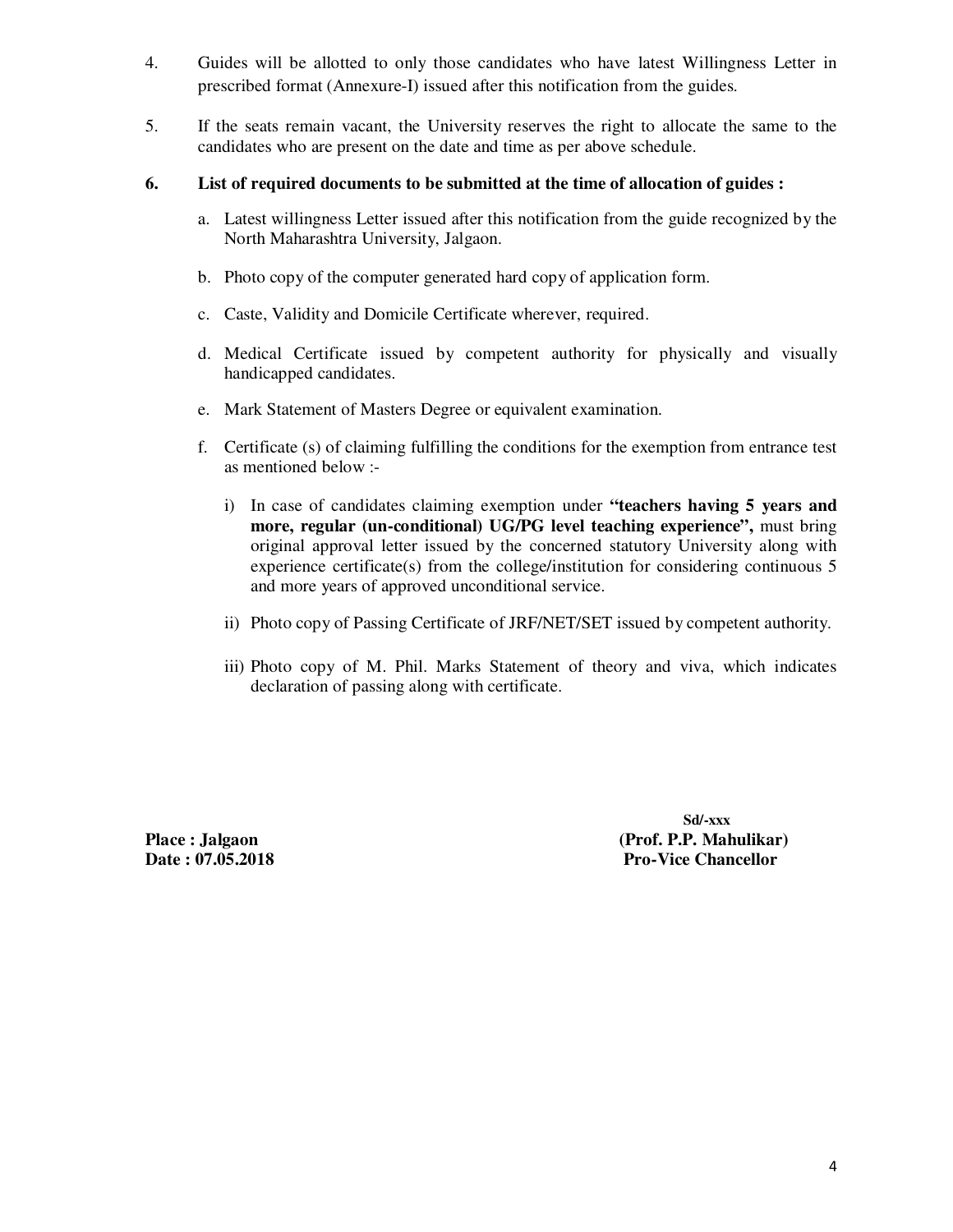4. Guides will be allotted to only those candidates who have latest Willingness Letter in prescribed format (Annexure-I) issued after this notification from the guides.

5. If the seats remain vacant, the University reserves the right to allocate the same to the candidates who are present on the date and time as per above schedule.

6. **List of required documents to be submitted at the time of allocation of guides :**

   a. Latest willingness Letter issued after this notification from the guide recognized by the North Maharashtra University, Jalgaon.

   b. Photo copy of the computer generated hard copy of application form.

   c. Caste, Validity and Domicile Certificate wherever, required.

   d. Medical Certificate issued by competent authority for physically and visually handicapped candidates.

   e. Mark Statement of Masters Degree or equivalent examination.

   f. Certificate (s) of claiming fulfilling the conditions for the exemption from entrance test as mentioned below :-

      i) In case of candidates claiming exemption under **"teachers having 5 years and more, regular (un-conditional) UG/PG level teaching experience",** must bring original approval letter issued by the concerned statutory University along with experience certificate(s) from the college/institution for considering continuous 5 and more years of approved unconditional service.

      ii) Photo copy of Passing Certificate of JRF/NET/SET issued by competent authority.

      iii) Photo copy of M. Phil. Marks Statement of theory and viva, which indicates declaration of passing along with certificate.

**Sd/-xxx**

**Place : Jalgaon** **(Prof. P.P. Mahulikar)**

**Date : 07.05.2018** **Pro-Vice Chancellor**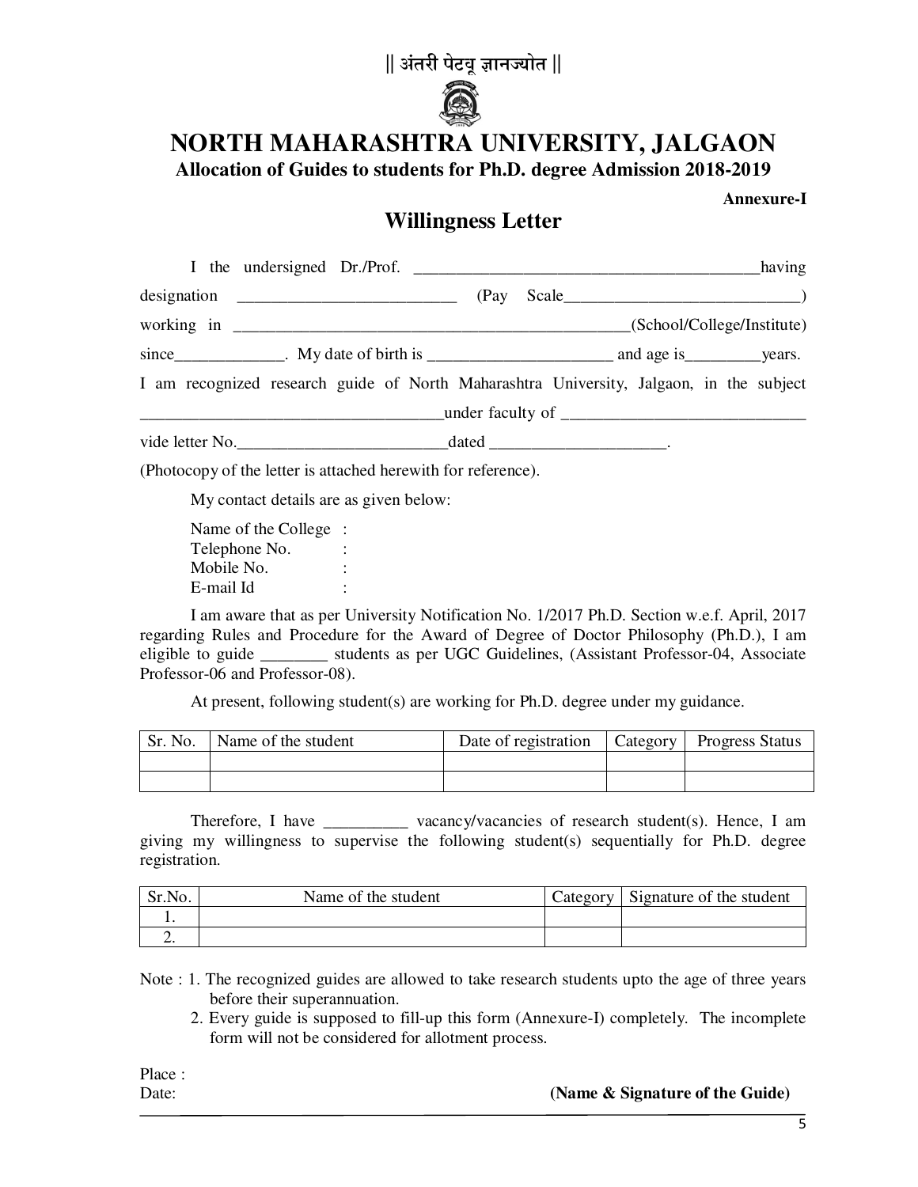|| अंतरी पेटवू ज्ञानज्योत ||

# NORTH MAHARASHTRA UNIVERSITY, JALGAON

**Allocation of Guides to students for Ph.D. degree Admission 2018-2019**

**Annexure-I**

## Willingness Letter

I the undersigned Dr./Prof. ________________________________________having designation _________________________ (Pay Scale___________________________) working in ______________________________________________(School/College/Institute) since_____________. My date of birth is _____________________ and age is_________years. I am recognized research guide of North Maharashtra University, Jalgaon, in the subject __________________________________under faculty of ____________________________ vide letter No.________________________dated ____________________.

(Photocopy of the letter is attached herewith for reference).

My contact details are as given below:

Name of the College :  
Telephone No. :  
Mobile No. :  
E-mail Id :

I am aware that as per University Notification No. 1/2017 Ph.D. Section w.e.f. April, 2017 regarding Rules and Procedure for the Award of Degree of Doctor Philosophy (Ph.D.), I am eligible to guide ________ students as per UGC Guidelines, (Assistant Professor-04, Associate Professor-06 and Professor-08).

At present, following student(s) are working for Ph.D. degree under my guidance.

| Sr. No. | Name of the student | Date of registration | Category | Progress Status |
|---|---|---|---|---|
| | | | | |
| | | | | |

Therefore, I have __________ vacancy/vacancies of research student(s). Hence, I am giving my willingness to supervise the following student(s) sequentially for Ph.D. degree registration.

| Sr.No. | Name of the student | Category | Signature of the student |
|---|---|---|---|
| 1. | | | |
| 2. | | | |

Note : 1. The recognized guides are allowed to take research students upto the age of three years before their superannuation.

2. Every guide is supposed to fill-up this form (Annexure-I) completely. The incomplete form will not be considered for allotment process.

Place :  
Date: **(Name & Signature of the Guide)**